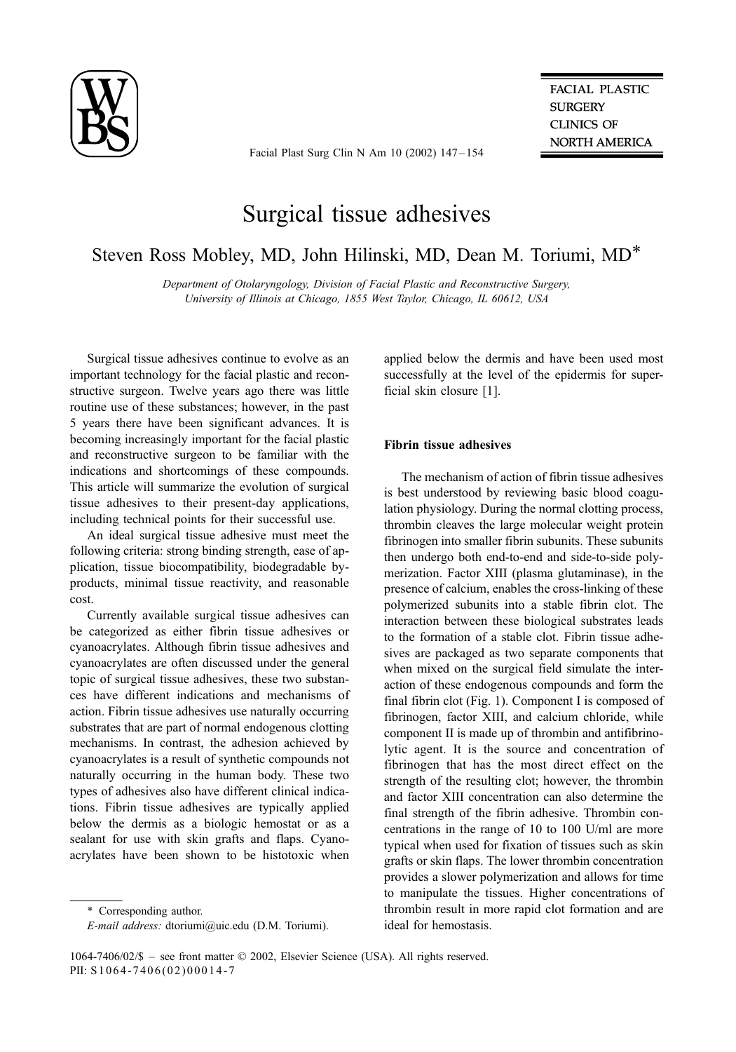# Surgical tissue adhesives

Steven Ross Mobley, MD, John Hilinski, MD, Dean M. Toriumi, MD*

*Department of Otolaryngology, Division of Facial Plastic and Reconstructive Surgery, University of Illinois at Chicago, 1855 West Taylor, Chicago, IL 60612, USA*

Surgical tissue adhesives continue to evolve as an important technology for the facial plastic and reconstructive surgeon. Twelve years ago there was little routine use of these substances; however, in the past 5 years there have been significant advances. It is becoming increasingly important for the facial plastic and reconstructive surgeon to be familiar with the indications and shortcomings of these compounds. This article will summarize the evolution of surgical tissue adhesives to their present-day applications, including technical points for their successful use.

An ideal surgical tissue adhesive must meet the following criteria: strong binding strength, ease of application, tissue biocompatibility, biodegradable by-products, minimal tissue reactivity, and reasonable cost.

Currently available surgical tissue adhesives can be categorized as either fibrin tissue adhesives or cyanoacrylates. Although fibrin tissue adhesives and cyanoacrylates are often discussed under the general topic of surgical tissue adhesives, these two substances have different indications and mechanisms of action. Fibrin tissue adhesives use naturally occurring substrates that are part of normal endogenous clotting mechanisms. In contrast, the adhesion achieved by cyanoacrylates is a result of synthetic compounds not naturally occurring in the human body. These two types of adhesives also have different clinical indications. Fibrin tissue adhesives are typically applied below the dermis as a biologic hemostat or as a sealant for use with skin grafts and flaps. Cyanoacrylates have been shown to be histotoxic when applied below the dermis and have been used most successfully at the level of the epidermis for superficial skin closure [1].

## Fibrin tissue adhesives

The mechanism of action of fibrin tissue adhesives is best understood by reviewing basic blood coagulation physiology. During the normal clotting process, thrombin cleaves the large molecular weight protein fibrinogen into smaller fibrin subunits. These subunits then undergo both end-to-end and side-to-side polymerization. Factor XIII (plasma glutaminase), in the presence of calcium, enables the cross-linking of these polymerized subunits into a stable fibrin clot. The interaction between these biological substrates leads to the formation of a stable clot. Fibrin tissue adhesives are packaged as two separate components that when mixed on the surgical field simulate the interaction of these endogenous compounds and form the final fibrin clot (Fig. 1). Component I is composed of fibrinogen, factor XIII, and calcium chloride, while component II is made up of thrombin and antifibrinolytic agent. It is the source and concentration of fibrinogen that has the most direct effect on the strength of the resulting clot; however, the thrombin and factor XIII concentration can also determine the final strength of the fibrin adhesive. Thrombin concentrations in the range of 10 to 100 U/ml are more typical when used for fixation of tissues such as skin grafts or skin flaps. The lower thrombin concentration provides a slower polymerization and allows for time to manipulate the tissues. Higher concentrations of thrombin result in more rapid clot formation and are ideal for hemostasis.

\* Corresponding author.

*E-mail address:* dtoriumi@uic.edu (D.M. Toriumi).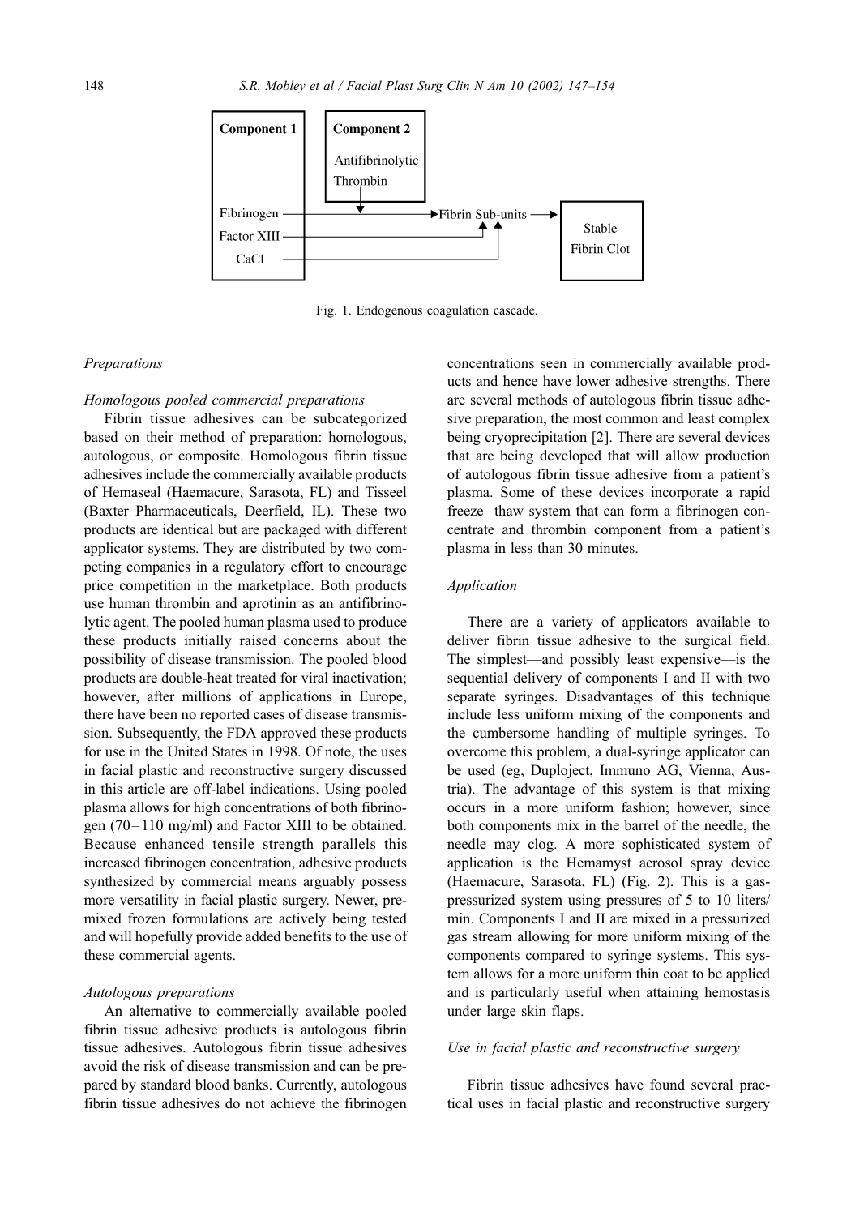Component 1

Fibrinogen

Factor XIII

CaCl

Component 2

Antifibrinolytic

Thrombin

Fibrin Sub-units

Stable Fibrin Clot

Fig. 1. Endogenous coagulation cascade.

### Preparations

#### Homologous pooled commercial preparations

Fibrin tissue adhesives can be subcategorized based on their method of preparation: homologous, autologous, or composite. Homologous fibrin tissue adhesives include the commercially available products of Hemaseal (Haemacure, Sarasota, FL) and Tisseel (Baxter Pharmaceuticals, Deerfield, IL). These two products are identical but are packaged with different applicator systems. They are distributed by two competing companies in a regulatory effort to encourage price competition in the marketplace. Both products use human thrombin and aprotinin as an antifibrinolytic agent. The pooled human plasma used to produce these products initially raised concerns about the possibility of disease transmission. The pooled blood products are double-heat treated for viral inactivation; however, after millions of applications in Europe, there have been no reported cases of disease transmission. Subsequently, the FDA approved these products for use in the United States in 1998. Of note, the uses in facial plastic and reconstructive surgery discussed in this article are off-label indications. Using pooled plasma allows for high concentrations of both fibrinogen (70–110 mg/ml) and Factor XIII to be obtained. Because enhanced tensile strength parallels this increased fibrinogen concentration, adhesive products synthesized by commercial means arguably possess more versatility in facial plastic surgery. Newer, premixed frozen formulations are actively being tested and will hopefully provide added benefits to the use of these commercial agents.

#### Autologous preparations

An alternative to commercially available pooled fibrin tissue adhesive products is autologous fibrin tissue adhesives. Autologous fibrin tissue adhesives avoid the risk of disease transmission and can be prepared by standard blood banks. Currently, autologous fibrin tissue adhesives do not achieve the fibrinogen concentrations seen in commercially available products and hence have lower adhesive strengths. There are several methods of autologous fibrin tissue adhesive preparation, the most common and least complex being cryoprecipitation [2]. There are several devices that are being developed that will allow production of autologous fibrin tissue adhesive from a patient's plasma. Some of these devices incorporate a rapid freeze–thaw system that can form a fibrinogen concentrate and thrombin component from a patient's plasma in less than 30 minutes.

### Application

There are a variety of applicators available to deliver fibrin tissue adhesive to the surgical field. The simplest—and possibly least expensive—is the sequential delivery of components I and II with two separate syringes. Disadvantages of this technique include less uniform mixing of the components and the cumbersome handling of multiple syringes. To overcome this problem, a dual-syringe applicator can be used (eg, Duploject, Immuno AG, Vienna, Austria). The advantage of this system is that mixing occurs in a more uniform fashion; however, since both components mix in the barrel of the needle, the needle may clog. A more sophisticated system of application is the Hemamyst aerosol spray device (Haemacure, Sarasota, FL) (Fig. 2). This is a gas-pressurized system using pressures of 5 to 10 liters/min. Components I and II are mixed in a pressurized gas stream allowing for more uniform mixing of the components compared to syringe systems. This system allows for a more uniform thin coat to be applied and is particularly useful when attaining hemostasis under large skin flaps.

### Use in facial plastic and reconstructive surgery

Fibrin tissue adhesives have found several practical uses in facial plastic and reconstructive surgery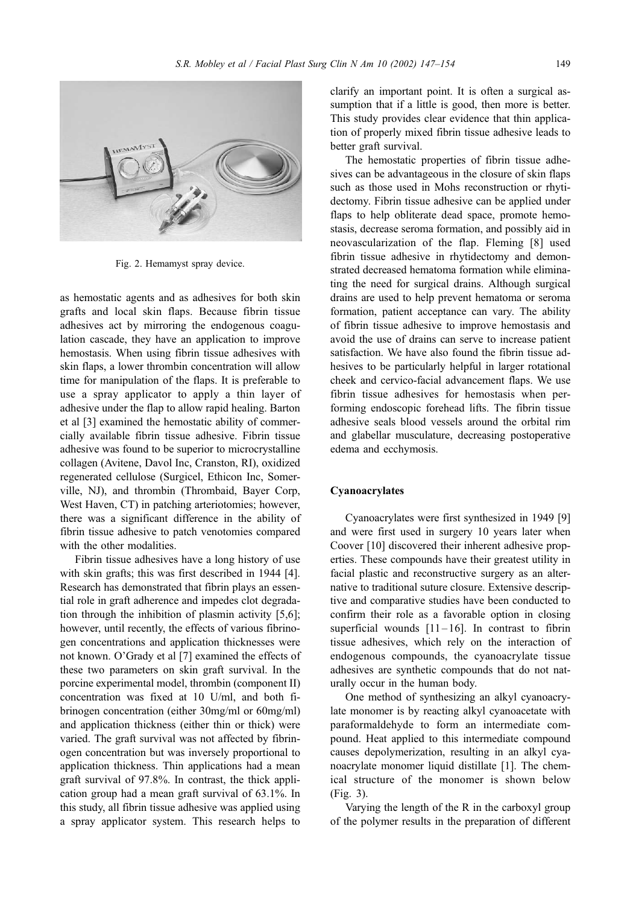Fig. 2. Hemamyst spray device.

as hemostatic agents and as adhesives for both skin grafts and local skin flaps. Because fibrin tissue adhesives act by mirroring the endogenous coagulation cascade, they have an application to improve hemostasis. When using fibrin tissue adhesives with skin flaps, a lower thrombin concentration will allow time for manipulation of the flaps. It is preferable to use a spray applicator to apply a thin layer of adhesive under the flap to allow rapid healing. Barton et al [3] examined the hemostatic ability of commercially available fibrin tissue adhesive. Fibrin tissue adhesive was found to be superior to microcrystalline collagen (Avitene, Davol Inc, Cranston, RI), oxidized regenerated cellulose (Surgicel, Ethicon Inc, Somerville, NJ), and thrombin (Thrombaid, Bayer Corp, West Haven, CT) in patching arteriotomies; however, there was a significant difference in the ability of fibrin tissue adhesive to patch venotomies compared with the other modalities.

Fibrin tissue adhesives have a long history of use with skin grafts; this was first described in 1944 [4]. Research has demonstrated that fibrin plays an essential role in graft adherence and impedes clot degradation through the inhibition of plasmin activity [5,6]; however, until recently, the effects of various fibrinogen concentrations and application thicknesses were not known. O'Grady et al [7] examined the effects of these two parameters on skin graft survival. In the porcine experimental model, thrombin (component II) concentration was fixed at 10 U/ml, and both fibrinogen concentration (either 30mg/ml or 60mg/ml) and application thickness (either thin or thick) were varied. The graft survival was not affected by fibrinogen concentration but was inversely proportional to application thickness. Thin applications had a mean graft survival of 97.8%. In contrast, the thick application group had a mean graft survival of 63.1%. In this study, all fibrin tissue adhesive was applied using a spray applicator system. This research helps to clarify an important point. It is often a surgical assumption that if a little is good, then more is better. This study provides clear evidence that thin application of properly mixed fibrin tissue adhesive leads to better graft survival.

The hemostatic properties of fibrin tissue adhesives can be advantageous in the closure of skin flaps such as those used in Mohs reconstruction or rhytidectomy. Fibrin tissue adhesive can be applied under flaps to help obliterate dead space, promote hemostasis, decrease seroma formation, and possibly aid in neovascularization of the flap. Fleming [8] used fibrin tissue adhesive in rhytidectomy and demonstrated decreased hematoma formation while eliminating the need for surgical drains. Although surgical drains are used to help prevent hematoma or seroma formation, patient acceptance can vary. The ability of fibrin tissue adhesive to improve hemostasis and avoid the use of drains can serve to increase patient satisfaction. We have also found the fibrin tissue adhesives to be particularly helpful in larger rotational cheek and cervico-facial advancement flaps. We use fibrin tissue adhesives for hemostasis when performing endoscopic forehead lifts. The fibrin tissue adhesive seals blood vessels around the orbital rim and glabellar musculature, decreasing postoperative edema and ecchymosis.

## Cyanoacrylates

Cyanoacrylates were first synthesized in 1949 [9] and were first used in surgery 10 years later when Coover [10] discovered their inherent adhesive properties. These compounds have their greatest utility in facial plastic and reconstructive surgery as an alternative to traditional suture closure. Extensive descriptive and comparative studies have been conducted to confirm their role as a favorable option in closing superficial wounds [11–16]. In contrast to fibrin tissue adhesives, which rely on the interaction of endogenous compounds, the cyanoacrylate tissue adhesives are synthetic compounds that do not naturally occur in the human body.

One method of synthesizing an alkyl cyanoacrylate monomer is by reacting alkyl cyanoacetate with paraformaldehyde to form an intermediate compound. Heat applied to this intermediate compound causes depolymerization, resulting in an alkyl cyanoacrylate monomer liquid distillate [1]. The chemical structure of the monomer is shown below (Fig. 3).

Varying the length of the R in the carboxyl group of the polymer results in the preparation of different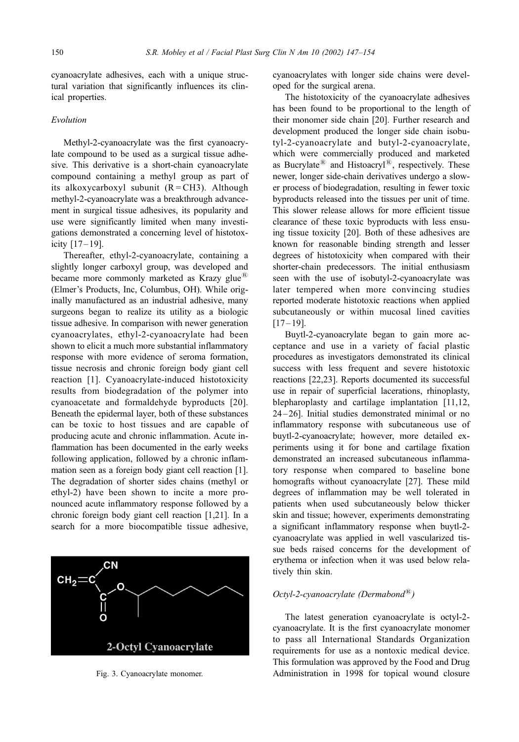cyanoacrylate adhesives, each with a unique structural variation that significantly influences its clinical properties.

### *Evolution*

Methyl-2-cyanoacrylate was the first cyanoacrylate compound to be used as a surgical tissue adhesive. This derivative is a short-chain cyanoacrylate compound containing a methyl group as part of its alkoxycarboxyl subunit (R = CH3). Although methyl-2-cyanoacrylate was a breakthrough advancement in surgical tissue adhesives, its popularity and use were significantly limited when many investigations demonstrated a concerning level of histotoxicity [17–19].

Thereafter, ethyl-2-cyanoacrylate, containing a slightly longer carboxyl group, was developed and became more commonly marketed as Krazy glue® (Elmer's Products, Inc, Columbus, OH). While originally manufactured as an industrial adhesive, many surgeons began to realize its utility as a biologic tissue adhesive. In comparison with newer generation cyanoacrylates, ethyl-2-cyanoacrylate had been shown to elicit a much more substantial inflammatory response with more evidence of seroma formation, tissue necrosis and chronic foreign body giant cell reaction [1]. Cyanoacrylate-induced histotoxicity results from biodegradation of the polymer into cyanoacetate and formaldehyde byproducts [20]. Beneath the epidermal layer, both of these substances can be toxic to host tissues and are capable of producing acute and chronic inflammation. Acute inflammation has been documented in the early weeks following application, followed by a chronic inflammation seen as a foreign body giant cell reaction [1]. The degradation of shorter sides chains (methyl or ethyl-2) have been shown to incite a more pronounced acute inflammatory response followed by a chronic foreign body giant cell reaction [1,21]. In a search for a more biocompatible tissue adhesive, cyanoacrylates with longer side chains were developed for the surgical arena.

Fig. 3. Cyanoacrylate monomer.

The histotoxicity of the cyanoacrylate adhesives has been found to be proportional to the length of their monomer side chain [20]. Further research and development produced the longer side chain isobutyl-2-cyanoacrylate and butyl-2-cyanoacrylate, which were commercially produced and marketed as Bucrylate® and Histoacryl®, respectively. These newer, longer side-chain derivatives undergo a slower process of biodegradation, resulting in fewer toxic byproducts released into the tissues per unit of time. This slower release allows for more efficient tissue clearance of these toxic byproducts with less ensuing tissue toxicity [20]. Both of these adhesives are known for reasonable binding strength and lesser degrees of histotoxicity when compared with their shorter-chain predecessors. The initial enthusiasm seen with the use of isobutyl-2-cyanoacrylate was later tempered when more convincing studies reported moderate histotoxic reactions when applied subcutaneously or within mucosal lined cavities [17–19].

Buytl-2-cyanoacrylate began to gain more acceptance and use in a variety of facial plastic procedures as investigators demonstrated its clinical success with less frequent and severe histotoxic reactions [22,23]. Reports documented its successful use in repair of superficial lacerations, rhinoplasty, blepharoplasty and cartilage implantation [11,12, 24–26]. Initial studies demonstrated minimal or no inflammatory response with subcutaneous use of buytl-2-cyanoacrylate; however, more detailed experiments using it for bone and cartilage fixation demonstrated an increased subcutaneous inflammatory response when compared to baseline bone homografts without cyanoacrylate [27]. These mild degrees of inflammation may be well tolerated in patients when used subcutaneously below thicker skin and tissue; however, experiments demonstrating a significant inflammatory response when buytl-2-cyanoacrylate was applied in well vascularized tissue beds raised concerns for the development of erythema or infection when it was used below relatively thin skin.

### *Octyl-2-cyanoacrylate (Dermabond®)*

The latest generation cyanoacrylate is octyl-2-cyanoacrylate. It is the first cyanoacrylate monomer to pass all International Standards Organization requirements for use as a nontoxic medical device. This formulation was approved by the Food and Drug Administration in 1998 for topical wound closure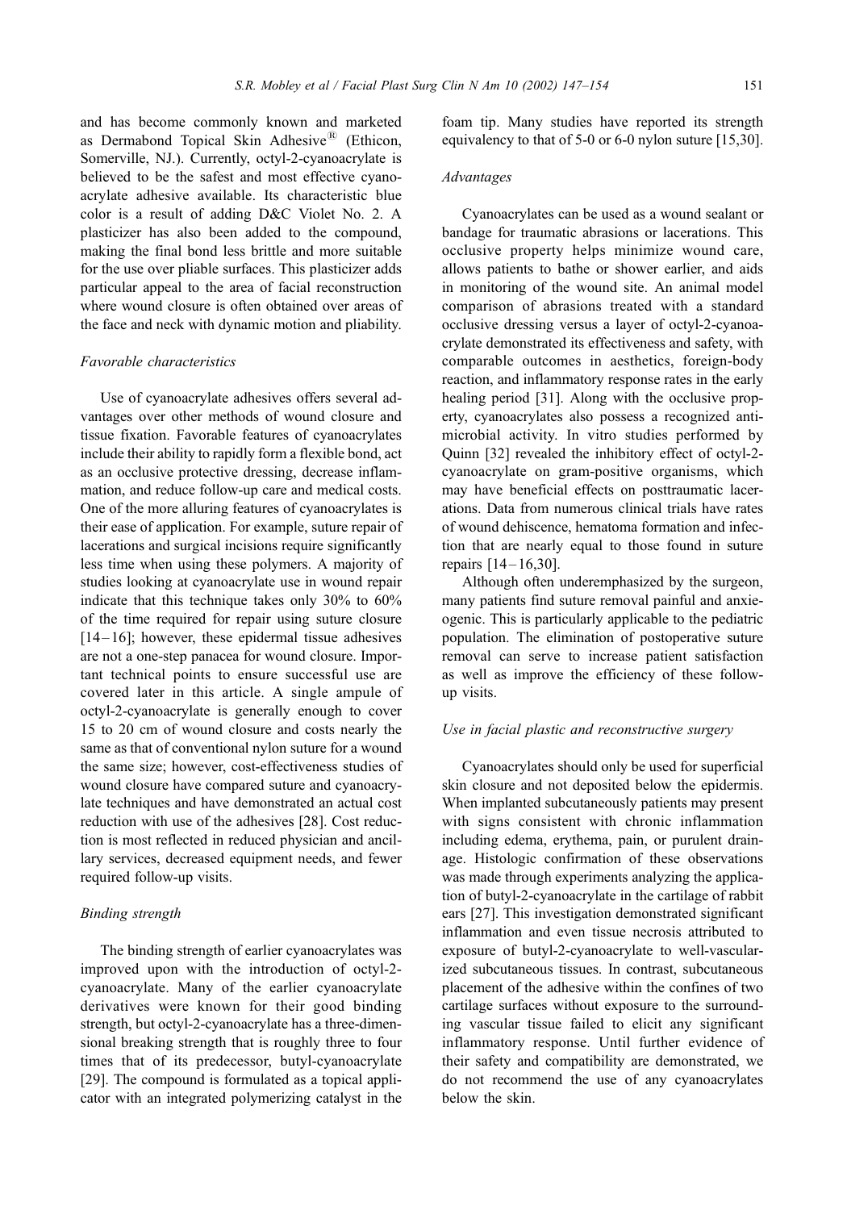and has become commonly known and marketed as Dermabond Topical Skin Adhesive® (Ethicon, Somerville, NJ.). Currently, octyl-2-cyanoacrylate is believed to be the safest and most effective cyanoacrylate adhesive available. Its characteristic blue color is a result of adding D&C Violet No. 2. A plasticizer has also been added to the compound, making the final bond less brittle and more suitable for the use over pliable surfaces. This plasticizer adds particular appeal to the area of facial reconstruction where wound closure is often obtained over areas of the face and neck with dynamic motion and pliability.

### *Favorable characteristics*

Use of cyanoacrylate adhesives offers several advantages over other methods of wound closure and tissue fixation. Favorable features of cyanoacrylates include their ability to rapidly form a flexible bond, act as an occlusive protective dressing, decrease inflammation, and reduce follow-up care and medical costs. One of the more alluring features of cyanoacrylates is their ease of application. For example, suture repair of lacerations and surgical incisions require significantly less time when using these polymers. A majority of studies looking at cyanoacrylate use in wound repair indicate that this technique takes only 30% to 60% of the time required for repair using suture closure [14–16]; however, these epidermal tissue adhesives are not a one-step panacea for wound closure. Important technical points to ensure successful use are covered later in this article. A single ampule of octyl-2-cyanoacrylate is generally enough to cover 15 to 20 cm of wound closure and costs nearly the same as that of conventional nylon suture for a wound the same size; however, cost-effectiveness studies of wound closure have compared suture and cyanoacrylate techniques and have demonstrated an actual cost reduction with use of the adhesives [28]. Cost reduction is most reflected in reduced physician and ancillary services, decreased equipment needs, and fewer required follow-up visits.

### *Binding strength*

The binding strength of earlier cyanoacrylates was improved upon with the introduction of octyl-2-cyanoacrylate. Many of the earlier cyanoacrylate derivatives were known for their good binding strength, but octyl-2-cyanoacrylate has a three-dimensional breaking strength that is roughly three to four times that of its predecessor, butyl-cyanoacrylate [29]. The compound is formulated as a topical applicator with an integrated polymerizing catalyst in the foam tip. Many studies have reported its strength equivalency to that of 5-0 or 6-0 nylon suture [15,30].

### *Advantages*

Cyanoacrylates can be used as a wound sealant or bandage for traumatic abrasions or lacerations. This occlusive property helps minimize wound care, allows patients to bathe or shower earlier, and aids in monitoring of the wound site. An animal model comparison of abrasions treated with a standard occlusive dressing versus a layer of octyl-2-cyanoacrylate demonstrated its effectiveness and safety, with comparable outcomes in aesthetics, foreign-body reaction, and inflammatory response rates in the early healing period [31]. Along with the occlusive property, cyanoacrylates also possess a recognized antimicrobial activity. In vitro studies performed by Quinn [32] revealed the inhibitory effect of octyl-2-cyanoacrylate on gram-positive organisms, which may have beneficial effects on posttraumatic lacerations. Data from numerous clinical trials have rates of wound dehiscence, hematoma formation and infection that are nearly equal to those found in suture repairs [14–16,30].

Although often underemphasized by the surgeon, many patients find suture removal painful and anxieogenic. This is particularly applicable to the pediatric population. The elimination of postoperative suture removal can serve to increase patient satisfaction as well as improve the efficiency of these follow-up visits.

### *Use in facial plastic and reconstructive surgery*

Cyanoacrylates should only be used for superficial skin closure and not deposited below the epidermis. When implanted subcutaneously patients may present with signs consistent with chronic inflammation including edema, erythema, pain, or purulent drainage. Histologic confirmation of these observations was made through experiments analyzing the application of butyl-2-cyanoacrylate in the cartilage of rabbit ears [27]. This investigation demonstrated significant inflammation and even tissue necrosis attributed to exposure of butyl-2-cyanoacrylate to well-vascularized subcutaneous tissues. In contrast, subcutaneous placement of the adhesive within the confines of two cartilage surfaces without exposure to the surrounding vascular tissue failed to elicit any significant inflammatory response. Until further evidence of their safety and compatibility are demonstrated, we do not recommend the use of any cyanoacrylates below the skin.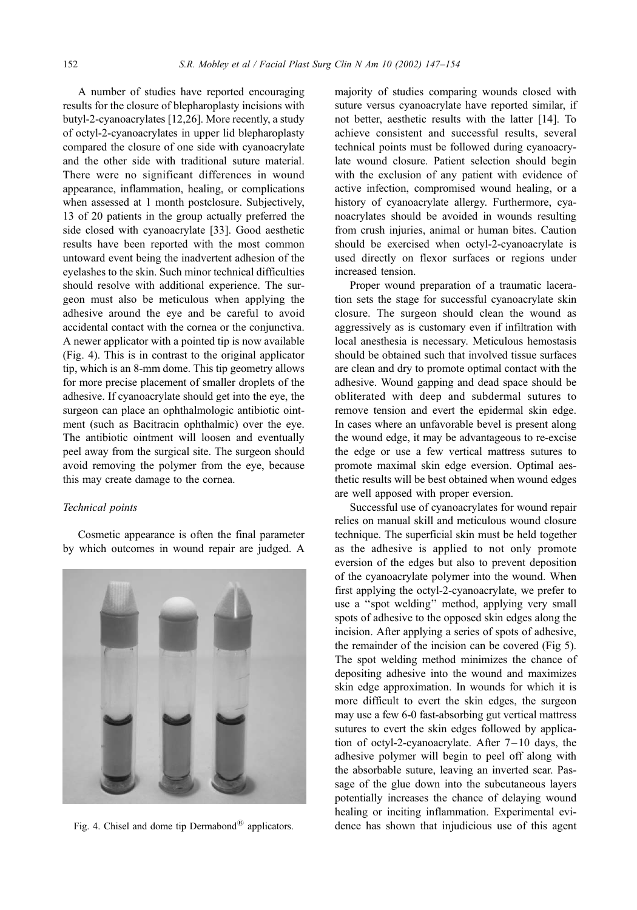A number of studies have reported encouraging results for the closure of blepharoplasty incisions with butyl-2-cyanoacrylates [12,26]. More recently, a study of octyl-2-cyanoacrylates in upper lid blepharoplasty compared the closure of one side with cyanoacrylate and the other side with traditional suture material. There were no significant differences in wound appearance, inflammation, healing, or complications when assessed at 1 month postclosure. Subjectively, 13 of 20 patients in the group actually preferred the side closed with cyanoacrylate [33]. Good aesthetic results have been reported with the most common untoward event being the inadvertent adhesion of the eyelashes to the skin. Such minor technical difficulties should resolve with additional experience. The surgeon must also be meticulous when applying the adhesive around the eye and be careful to avoid accidental contact with the cornea or the conjunctiva. A newer applicator with a pointed tip is now available (Fig. 4). This is in contrast to the original applicator tip, which is an 8-mm dome. This tip geometry allows for more precise placement of smaller droplets of the adhesive. If cyanoacrylate should get into the eye, the surgeon can place an ophthalmologic antibiotic ointment (such as Bacitracin ophthalmic) over the eye. The antibiotic ointment will loosen and eventually peel away from the surgical site. The surgeon should avoid removing the polymer from the eye, because this may create damage to the cornea.

### *Technical points*

Cosmetic appearance is often the final parameter by which outcomes in wound repair are judged. A majority of studies comparing wounds closed with suture versus cyanoacrylate have reported similar, if not better, aesthetic results with the latter [14]. To achieve consistent and successful results, several technical points must be followed during cyanoacrylate wound closure. Patient selection should begin with the exclusion of any patient with evidence of active infection, compromised wound healing, or a history of cyanoacrylate allergy. Furthermore, cyanoacrylates should be avoided in wounds resulting from crush injuries, animal or human bites. Caution should be exercised when octyl-2-cyanoacrylate is used directly on flexor surfaces or regions under increased tension.

Fig. 4. Chisel and dome tip Dermabond® applicators.

Proper wound preparation of a traumatic laceration sets the stage for successful cyanoacrylate skin closure. The surgeon should clean the wound as aggressively as is customary even if infiltration with local anesthesia is necessary. Meticulous hemostasis should be obtained such that involved tissue surfaces are clean and dry to promote optimal contact with the adhesive. Wound gapping and dead space should be obliterated with deep and subdermal sutures to remove tension and evert the epidermal skin edge. In cases where an unfavorable bevel is present along the wound edge, it may be advantageous to re-excise the edge or use a few vertical mattress sutures to promote maximal skin edge eversion. Optimal aesthetic results will be best obtained when wound edges are well apposed with proper eversion.

Successful use of cyanoacrylates for wound repair relies on manual skill and meticulous wound closure technique. The superficial skin must be held together as the adhesive is applied to not only promote eversion of the edges but also to prevent deposition of the cyanoacrylate polymer into the wound. When first applying the octyl-2-cyanoacrylate, we prefer to use a "spot welding" method, applying very small spots of adhesive to the opposed skin edges along the incision. After applying a series of spots of adhesive, the remainder of the incision can be covered (Fig 5). The spot welding method minimizes the chance of depositing adhesive into the wound and maximizes skin edge approximation. In wounds for which it is more difficult to evert the skin edges, the surgeon may use a few 6-0 fast-absorbing gut vertical mattress sutures to evert the skin edges followed by application of octyl-2-cyanoacrylate. After 7–10 days, the adhesive polymer will begin to peel off along with the absorbable suture, leaving an inverted scar. Passage of the glue down into the subcutaneous layers potentially increases the chance of delaying wound healing or inciting inflammation. Experimental evidence has shown that injudicious use of this agent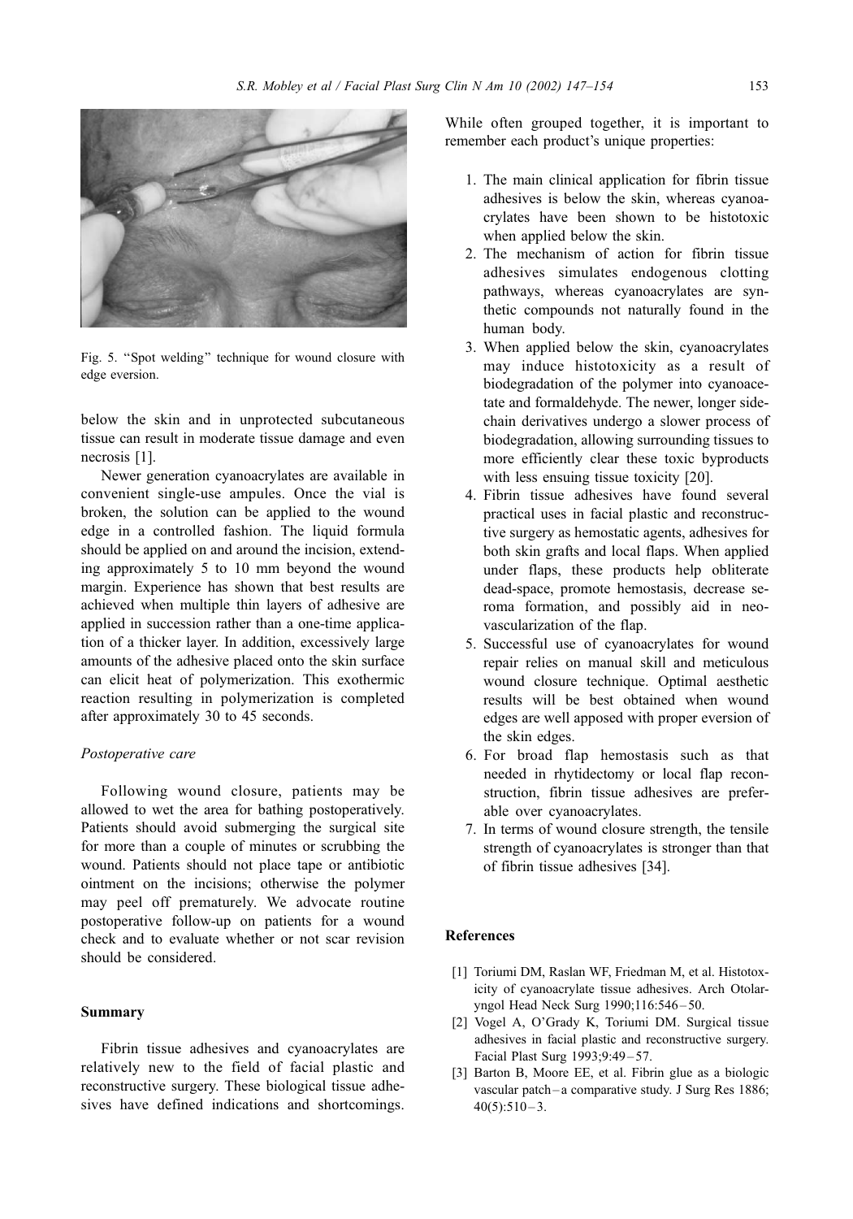Fig. 5. "Spot welding" technique for wound closure with edge eversion.

below the skin and in unprotected subcutaneous tissue can result in moderate tissue damage and even necrosis [1].

Newer generation cyanoacrylates are available in convenient single-use ampules. Once the vial is broken, the solution can be applied to the wound edge in a controlled fashion. The liquid formula should be applied on and around the incision, extending approximately 5 to 10 mm beyond the wound margin. Experience has shown that best results are achieved when multiple thin layers of adhesive are applied in succession rather than a one-time application of a thicker layer. In addition, excessively large amounts of the adhesive placed onto the skin surface can elicit heat of polymerization. This exothermic reaction resulting in polymerization is completed after approximately 30 to 45 seconds.

*Postoperative care*

Following wound closure, patients may be allowed to wet the area for bathing postoperatively. Patients should avoid submerging the surgical site for more than a couple of minutes or scrubbing the wound. Patients should not place tape or antibiotic ointment on the incisions; otherwise the polymer may peel off prematurely. We advocate routine postoperative follow-up on patients for a wound check and to evaluate whether or not scar revision should be considered.

## Summary

Fibrin tissue adhesives and cyanoacrylates are relatively new to the field of facial plastic and reconstructive surgery. These biological tissue adhesives have defined indications and shortcomings. While often grouped together, it is important to remember each product's unique properties:

1. The main clinical application for fibrin tissue adhesives is below the skin, whereas cyanoacrylates have been shown to be histotoxic when applied below the skin.
2. The mechanism of action for fibrin tissue adhesives simulates endogenous clotting pathways, whereas cyanoacrylates are synthetic compounds not naturally found in the human body.
3. When applied below the skin, cyanoacrylates may induce histotoxicity as a result of biodegradation of the polymer into cyanoacetate and formaldehyde. The newer, longer side-chain derivatives undergo a slower process of biodegradation, allowing surrounding tissues to more efficiently clear these toxic byproducts with less ensuing tissue toxicity [20].
4. Fibrin tissue adhesives have found several practical uses in facial plastic and reconstructive surgery as hemostatic agents, adhesives for both skin grafts and local flaps. When applied under flaps, these products help obliterate dead-space, promote hemostasis, decrease seroma formation, and possibly aid in neovascularization of the flap.
5. Successful use of cyanoacrylates for wound repair relies on manual skill and meticulous wound closure technique. Optimal aesthetic results will be best obtained when wound edges are well apposed with proper eversion of the skin edges.
6. For broad flap hemostasis such as that needed in rhytidectomy or local flap reconstruction, fibrin tissue adhesives are preferable over cyanoacrylates.
7. In terms of wound closure strength, the tensile strength of cyanoacrylates is stronger than that of fibrin tissue adhesives [34].

## References

[1] Toriumi DM, Raslan WF, Friedman M, et al. Histotoxicity of cyanoacrylate tissue adhesives. Arch Otolaryngol Head Neck Surg 1990;116:546–50.

[2] Vogel A, O'Grady K, Toriumi DM. Surgical tissue adhesives in facial plastic and reconstructive surgery. Facial Plast Surg 1993;9:49–57.

[3] Barton B, Moore EE, et al. Fibrin glue as a biologic vascular patch–a comparative study. J Surg Res 1886; 40(5):510–3.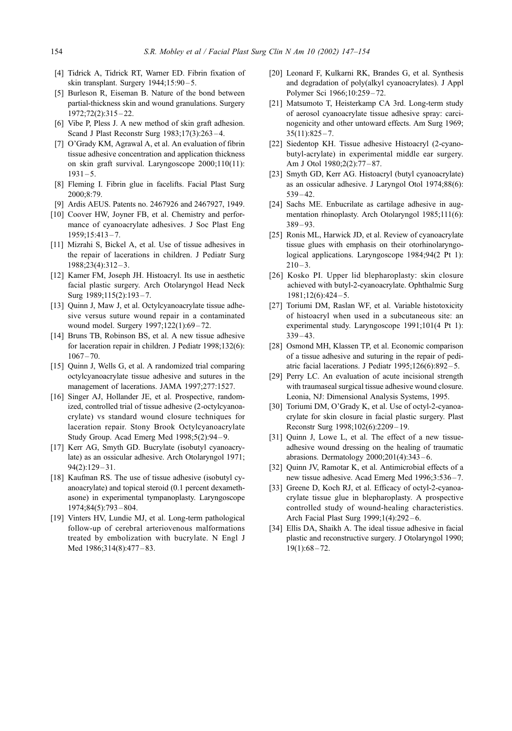[4] Tidrick A, Tidrick RT, Warner ED. Fibrin fixation of skin transplant. Surgery 1944;15:90–5.

[5] Burleson R, Eiseman B. Nature of the bond between partial-thickness skin and wound granulations. Surgery 1972;72(2):315–22.

[6] Vibe P, Pless J. A new method of skin graft adhesion. Scand J Plast Reconstr Surg 1983;17(3):263–4.

[7] O'Grady KM, Agrawal A, et al. An evaluation of fibrin tissue adhesive concentration and application thickness on skin graft survival. Laryngoscope 2000;110(11): 1931–5.

[8] Fleming I. Fibrin glue in facelifts. Facial Plast Surg 2000;8:79.

[9] Ardis AEUS. Patents no. 2467926 and 2467927, 1949.

[10] Coover HW, Joyner FB, et al. Chemistry and performance of cyanoacrylate adhesives. J Soc Plast Eng 1959;15:413–7.

[11] Mizrahi S, Bickel A, et al. Use of tissue adhesives in the repair of lacerations in children. J Pediatr Surg 1988;23(4):312–3.

[12] Kamer FM, Joseph JH. Histoacryl. Its use in aesthetic facial plastic surgery. Arch Otolaryngol Head Neck Surg 1989;115(2):193–7.

[13] Quinn J, Maw J, et al. Octylcyanoacrylate tissue adhesive versus suture wound repair in a contaminated wound model. Surgery 1997;122(1):69–72.

[14] Bruns TB, Robinson BS, et al. A new tissue adhesive for laceration repair in children. J Pediatr 1998;132(6): 1067–70.

[15] Quinn J, Wells G, et al. A randomized trial comparing octylcyanoacrylate tissue adhesive and sutures in the management of lacerations. JAMA 1997;277:1527.

[16] Singer AJ, Hollander JE, et al. Prospective, randomized, controlled trial of tissue adhesive (2-octylcyanoacrylate) vs standard wound closure techniques for laceration repair. Stony Brook Octylcyanoacrylate Study Group. Acad Emerg Med 1998;5(2):94–9.

[17] Kerr AG, Smyth GD. Bucrylate (isobutyl cyanoacrylate) as an ossicular adhesive. Arch Otolaryngol 1971; 94(2):129–31.

[18] Kaufman RS. The use of tissue adhesive (isobutyl cyanoacrylate) and topical steroid (0.1 percent dexamethasone) in experimental tympanoplasty. Laryngoscope 1974;84(5):793–804.

[19] Vinters HV, Lundie MJ, et al. Long-term pathological follow-up of cerebral arteriovenous malformations treated by embolization with bucrylate. N Engl J Med 1986;314(8):477–83.

[20] Leonard F, Kulkarni RK, Brandes G, et al. Synthesis and degradation of poly(alkyl cyanoacrylates). J Appl Polymer Sci 1966;10:259–72.

[21] Matsumoto T, Heisterkamp CA 3rd. Long-term study of aerosol cyanoacrylate tissue adhesive spray: carcinogenicity and other untoward effects. Am Surg 1969; 35(11):825–7.

[22] Siedentop KH. Tissue adhesive Histoacryl (2-cyanobutyl-acrylate) in experimental middle ear surgery. Am J Otol 1980;2(2):77–87.

[23] Smyth GD, Kerr AG. Histoacryl (butyl cyanoacrylate) as an ossicular adhesive. J Laryngol Otol 1974;88(6): 539–42.

[24] Sachs ME. Enbucrilate as cartilage adhesive in augmentation rhinoplasty. Arch Otolaryngol 1985;111(6): 389–93.

[25] Ronis ML, Harwick JD, et al. Review of cyanoacrylate tissue glues with emphasis on their otorhinolaryngological applications. Laryngoscope 1984;94(2 Pt 1): 210–3.

[26] Kosko PI. Upper lid blepharoplasty: skin closure achieved with butyl-2-cyanoacrylate. Ophthalmic Surg 1981;12(6):424–5.

[27] Toriumi DM, Raslan WF, et al. Variable histotoxicity of histoacryl when used in a subcutaneous site: an experimental study. Laryngoscope 1991;101(4 Pt 1): 339–43.

[28] Osmond MH, Klassen TP, et al. Economic comparison of a tissue adhesive and suturing in the repair of pediatric facial lacerations. J Pediatr 1995;126(6):892–5.

[29] Perry LC. An evaluation of acute incisional strength with traumaseal surgical tissue adhesive wound closure. Leonia, NJ: Dimensional Analysis Systems, 1995.

[30] Toriumi DM, O'Grady K, et al. Use of octyl-2-cyanoacrylate for skin closure in facial plastic surgery. Plast Reconstr Surg 1998;102(6):2209–19.

[31] Quinn J, Lowe L, et al. The effect of a new tissue-adhesive wound dressing on the healing of traumatic abrasions. Dermatology 2000;201(4):343–6.

[32] Quinn JV, Ramotar K, et al. Antimicrobial effects of a new tissue adhesive. Acad Emerg Med 1996;3:536–7.

[33] Greene D, Koch RJ, et al. Efficacy of octyl-2-cyanoacrylate tissue glue in blepharoplasty. A prospective controlled study of wound-healing characteristics. Arch Facial Plast Surg 1999;1(4):292–6.

[34] Ellis DA, Shaikh A. The ideal tissue adhesive in facial plastic and reconstructive surgery. J Otolaryngol 1990; 19(1):68–72.